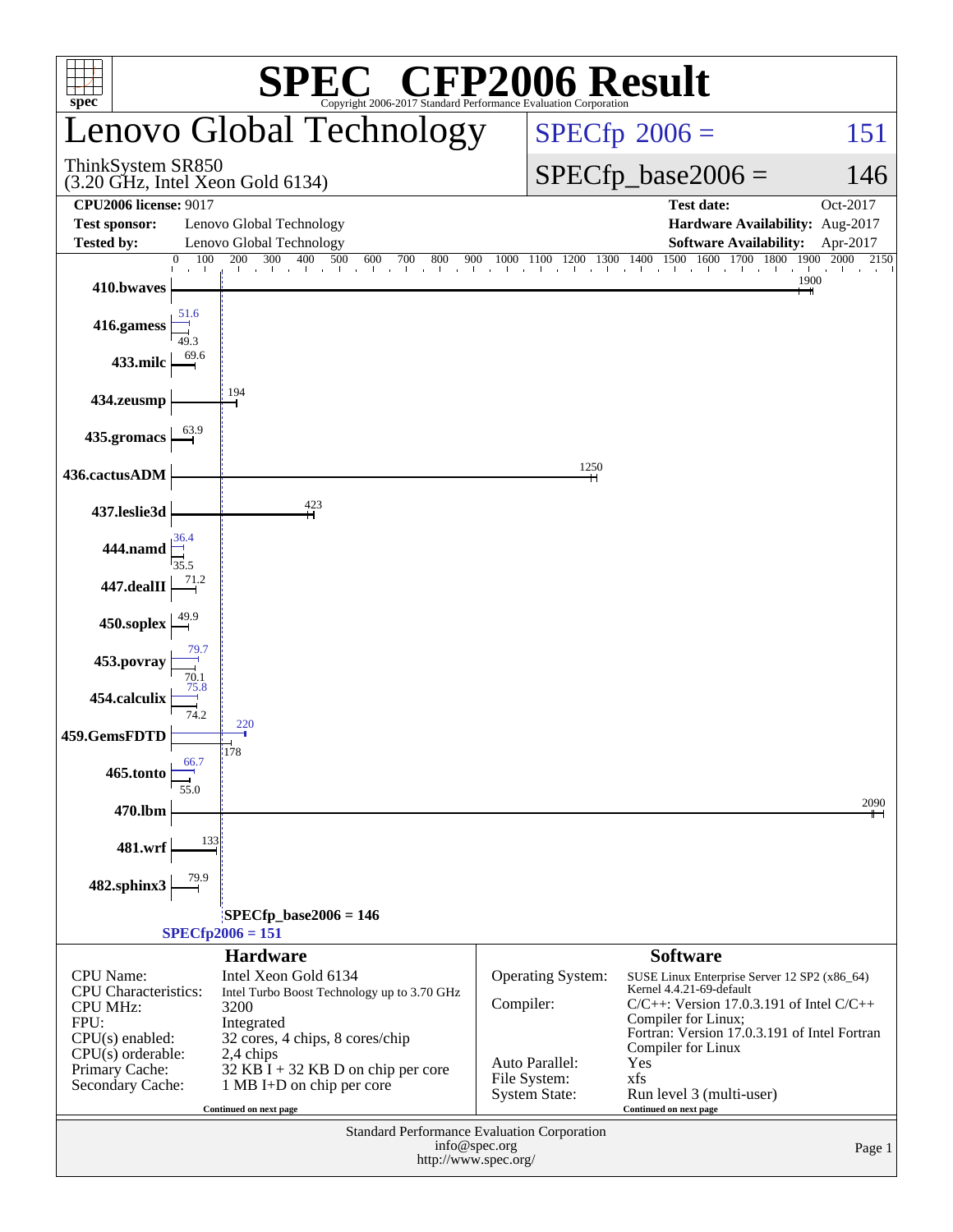# SPEC® CFP2006 Result

Copyright 2006-2017 Standard Performance Evaluation Corporation

## Lenovo Global Technology

ThinkSystem SR850
(3.20 GHz, Intel Xeon Gold 6134)

SPECfp 2006 = 151

SPECfp_base2006 = 146

| | | | |
|---|---|---|---|
| **CPU2006 license:** 9017 | | **Test date:** | Oct-2017 |
| **Test sponsor:** | Lenovo Global Technology | **Hardware Availability:** | Aug-2017 |
| **Tested by:** | Lenovo Global Technology | **Software Availability:** | Apr-2017 |

| Benchmark | Peak | Base |
|---|---|---|
| 410.bwaves | | 1900 |
| 416.gamess | 51.6 | 49.3 |
| 433.milc | | 69.6 |
| 434.zeusmp | | 194 |
| 435.gromacs | | 63.9 |
| 436.cactusADM | | 1250 |
| 437.leslie3d | | 423 |
| 444.namd | 36.4 | 35.5 |
| 447.dealII | | 71.2 |
| 450.soplex | | 49.9 |
| 453.povray | 79.7 | 70.1 |
| 454.calculix | 75.8 | 74.2 |
| 459.GemsFDTD | 220 | 178 |
| 465.tonto | 66.7 | 55.0 |
| 470.lbm | | 2090 |
| 481.wrf | | 133 |
| 482.sphinx3 | | 79.9 |

SPECfp_base2006 = 146
SPECfp2006 = 151

### Hardware

| | |
|---|---|
| CPU Name: | Intel Xeon Gold 6134 |
| CPU Characteristics: | Intel Turbo Boost Technology up to 3.70 GHz |
| CPU MHz: | 3200 |
| FPU: | Integrated |
| CPU(s) enabled: | 32 cores, 4 chips, 8 cores/chip |
| CPU(s) orderable: | 2,4 chips |
| Primary Cache: | 32 KB I + 32 KB D on chip per core |
| Secondary Cache: | 1 MB I+D on chip per core |

Continued on next page

### Software

| | |
|---|---|
| Operating System: | SUSE Linux Enterprise Server 12 SP2 (x86_64) Kernel 4.4.21-69-default |
| Compiler: | C/C++: Version 17.0.3.191 of Intel C/C++ Compiler for Linux; Fortran: Version 17.0.3.191 of Intel Fortran Compiler for Linux |
| Auto Parallel: | Yes |
| File System: | xfs |
| System State: | Run level 3 (multi-user) |

Continued on next page

Standard Performance Evaluation Corporation
info@spec.org
http://www.spec.org/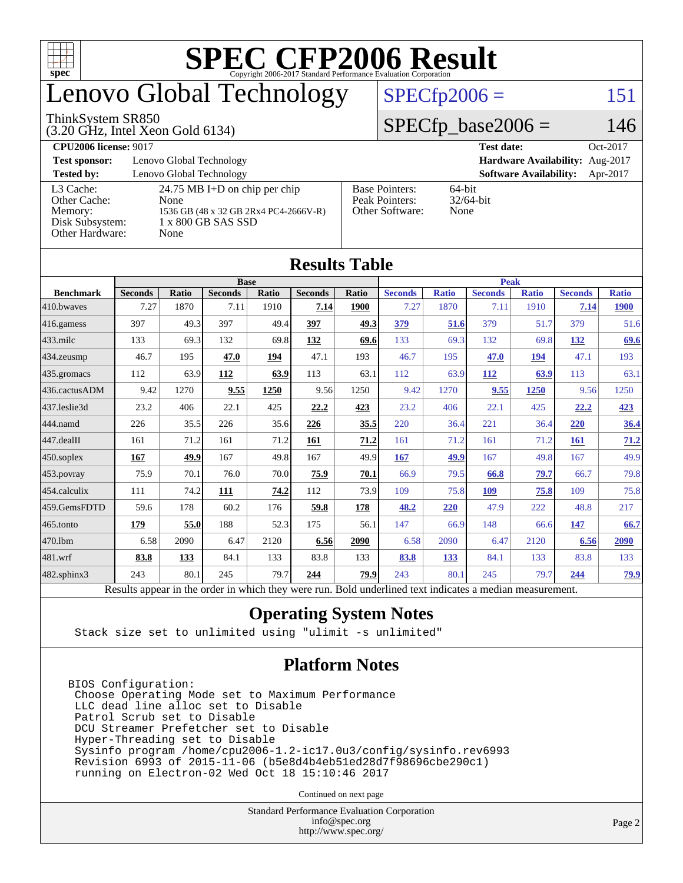# SPEC CFP2006 Result

Copyright 2006-2017 Standard Performance Evaluation Corporation

# Lenovo Global Technology

ThinkSystem SR850
(3.20 GHz, Intel Xeon Gold 6134)

SPECfp2006 = 151

SPECfp_base2006 = 146

| | | | |
|---|---|---|---|
| **CPU2006 license:** 9017 | | **Test date:** | Oct-2017 |
| **Test sponsor:** | Lenovo Global Technology | **Hardware Availability:** | Aug-2017 |
| **Tested by:** | Lenovo Global Technology | **Software Availability:** | Apr-2017 |

| | | | |
|---|---|---|---|
| L3 Cache: | 24.75 MB I+D on chip per chip | Base Pointers: | 64-bit |
| Other Cache: | None | Peak Pointers: | 32/64-bit |
| Memory: | 1536 GB (48 x 32 GB 2Rx4 PC4-2666V-R) | Other Software: | None |
| Disk Subsystem: | 1 x 800 GB SAS SSD | | |
| Other Hardware: | None | | |

## Results Table

| | Base | | | | | | Peak | | | | | |
|---|---|---|---|---|---|---|---|---|---|---|---|---|
| **Benchmark** | **Seconds** | **Ratio** | **Seconds** | **Ratio** | **Seconds** | **Ratio** | **Seconds** | **Ratio** | **Seconds** | **Ratio** | **Seconds** | **Ratio** |
| 410.bwaves | 7.27 | 1870 | 7.11 | 1910 | **7.14** | **1900** | 7.27 | 1870 | 7.11 | 1910 | **7.14** | **1900** |
| 416.gamess | 397 | 49.3 | 397 | 49.4 | **397** | **49.3** | **379** | **51.6** | 379 | 51.7 | 379 | 51.6 |
| 433.milc | 133 | 69.3 | 132 | 69.8 | **132** | **69.6** | 133 | 69.3 | 132 | 69.8 | **132** | **69.6** |
| 434.zeusmp | 46.7 | 195 | **47.0** | **194** | 47.1 | 193 | 46.7 | 195 | **47.0** | **194** | 47.1 | 193 |
| 435.gromacs | 112 | 63.9 | **112** | **63.9** | 113 | 63.1 | 112 | 63.9 | **112** | **63.9** | 113 | 63.1 |
| 436.cactusADM | 9.42 | 1270 | **9.55** | **1250** | 9.56 | 1250 | 9.42 | 1270 | **9.55** | **1250** | 9.56 | 1250 |
| 437.leslie3d | 23.2 | 406 | 22.1 | 425 | **22.2** | **423** | 23.2 | 406 | 22.1 | 425 | **22.2** | **423** |
| 444.namd | 226 | 35.5 | 226 | 35.6 | **226** | **35.5** | 220 | 36.4 | 221 | 36.4 | **220** | **36.4** |
| 447.dealII | 161 | 71.2 | 161 | 71.2 | **161** | **71.2** | 161 | 71.2 | 161 | 71.2 | **161** | **71.2** |
| 450.soplex | **167** | **49.9** | 167 | 49.8 | 167 | 49.9 | **167** | **49.9** | 167 | 49.8 | 167 | 49.9 |
| 453.povray | 75.9 | 70.1 | 76.0 | 70.0 | **75.9** | **70.1** | 66.9 | 79.5 | **66.8** | **79.7** | 66.7 | 79.8 |
| 454.calculix | 111 | 74.2 | **111** | **74.2** | 112 | 73.9 | 109 | 75.8 | **109** | **75.8** | 109 | 75.8 |
| 459.GemsFDTD | 59.6 | 178 | 60.2 | 176 | **59.8** | **178** | **48.2** | **220** | 47.9 | 222 | 48.8 | 217 |
| 465.tonto | **179** | **55.0** | 188 | 52.3 | 175 | 56.1 | 147 | 66.9 | 148 | 66.6 | **147** | **66.7** |
| 470.lbm | 6.58 | 2090 | 6.47 | 2120 | **6.56** | **2090** | 6.58 | 2090 | 6.47 | 2120 | **6.56** | **2090** |
| 481.wrf | **83.8** | **133** | 84.1 | 133 | 83.8 | 133 | **83.8** | **133** | 84.1 | 133 | 83.8 | 133 |
| 482.sphinx3 | 243 | 80.1 | 245 | 79.7 | **244** | **79.9** | 243 | 80.1 | 245 | 79.7 | **244** | **79.9** |

Results appear in the order in which they were run. Bold underlined text indicates a median measurement.

## Operating System Notes

```
Stack size set to unlimited using "ulimit -s unlimited"
```

## Platform Notes

```
BIOS Configuration:
 Choose Operating Mode set to Maximum Performance
 LLC dead line alloc set to Disable
 Patrol Scrub set to Disable
 DCU Streamer Prefetcher set to Disable
 Hyper-Threading set to Disable
 Sysinfo program /home/cpu2006-1.2-ic17.0u3/config/sysinfo.rev6993
 Revision 6993 of 2015-11-06 (b5e8d4b4eb51ed28d7f98696cbe290c1)
 running on Electron-02 Wed Oct 18 15:10:46 2017
```

Continued on next page

Standard Performance Evaluation Corporation
info@spec.org
http://www.spec.org/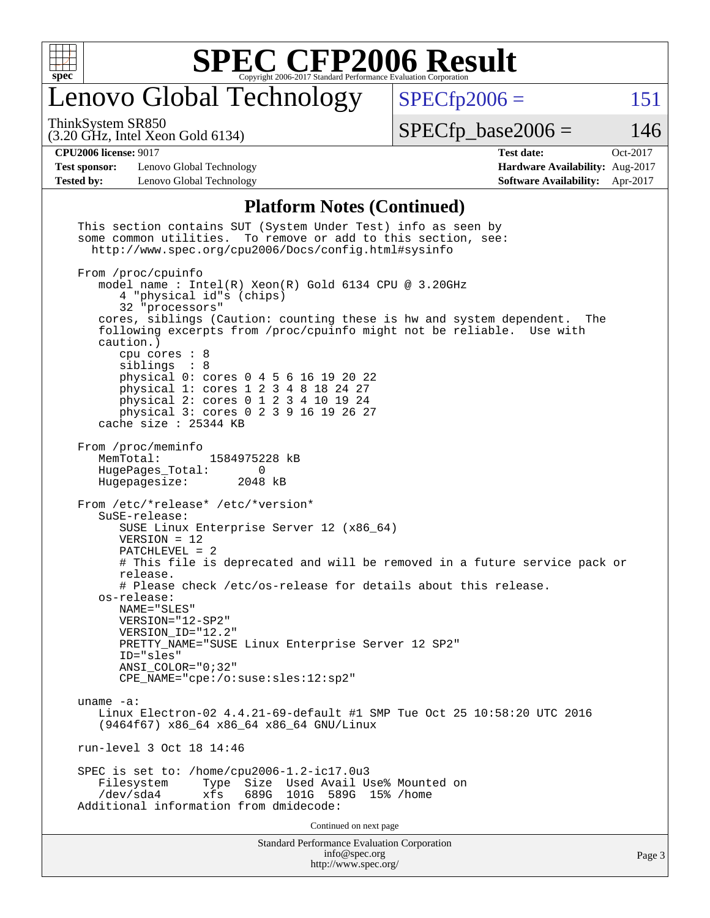# SPEC CFP2006 Result

Copyright 2006-2017 Standard Performance Evaluation Corporation

## Lenovo Global Technology

ThinkSystem SR850
(3.20 GHz, Intel Xeon Gold 6134)

SPECfp2006 = 151

SPECfp_base2006 = 146

| | | | |
|---|---|---|---|
| **CPU2006 license:** 9017 | | **Test date:** | Oct-2017 |
| **Test sponsor:** | Lenovo Global Technology | **Hardware Availability:** | Aug-2017 |
| **Tested by:** | Lenovo Global Technology | **Software Availability:** | Apr-2017 |

### Platform Notes (Continued)

```
This section contains SUT (System Under Test) info as seen by
some common utilities.  To remove or add to this section, see:
  http://www.spec.org/cpu2006/Docs/config.html#sysinfo

From /proc/cpuinfo
   model name : Intel(R) Xeon(R) Gold 6134 CPU @ 3.20GHz
      4 "physical id"s (chips)
      32 "processors"
   cores, siblings (Caution: counting these is hw and system dependent.  The
   following excerpts from /proc/cpuinfo might not be reliable.  Use with
   caution.)
      cpu cores : 8
      siblings  : 8
      physical 0: cores 0 4 5 6 16 19 20 22
      physical 1: cores 1 2 3 4 8 18 24 27
      physical 2: cores 0 1 2 3 4 10 19 24
      physical 3: cores 0 2 3 9 16 19 26 27
   cache size : 25344 KB

From /proc/meminfo
   MemTotal:       1584975228 kB
   HugePages_Total:       0
   Hugepagesize:       2048 kB

From /etc/*release* /etc/*version*
   SuSE-release:
      SUSE Linux Enterprise Server 12 (x86_64)
      VERSION = 12
      PATCHLEVEL = 2
      # This file is deprecated and will be removed in a future service pack or
      release.
      # Please check /etc/os-release for details about this release.
   os-release:
      NAME="SLES"
      VERSION="12-SP2"
      VERSION_ID="12.2"
      PRETTY_NAME="SUSE Linux Enterprise Server 12 SP2"
      ID="sles"
      ANSI_COLOR="0;32"
      CPE_NAME="cpe:/o:suse:sles:12:sp2"

uname -a:
   Linux Electron-02 4.4.21-69-default #1 SMP Tue Oct 25 10:58:20 UTC 2016
   (9464f67) x86_64 x86_64 x86_64 GNU/Linux

run-level 3 Oct 18 14:46

SPEC is set to: /home/cpu2006-1.2-ic17.0u3
   Filesystem     Type  Size  Used Avail Use% Mounted on
   /dev/sda4      xfs   689G  101G  589G  15% /home
Additional information from dmidecode:
```

Continued on next page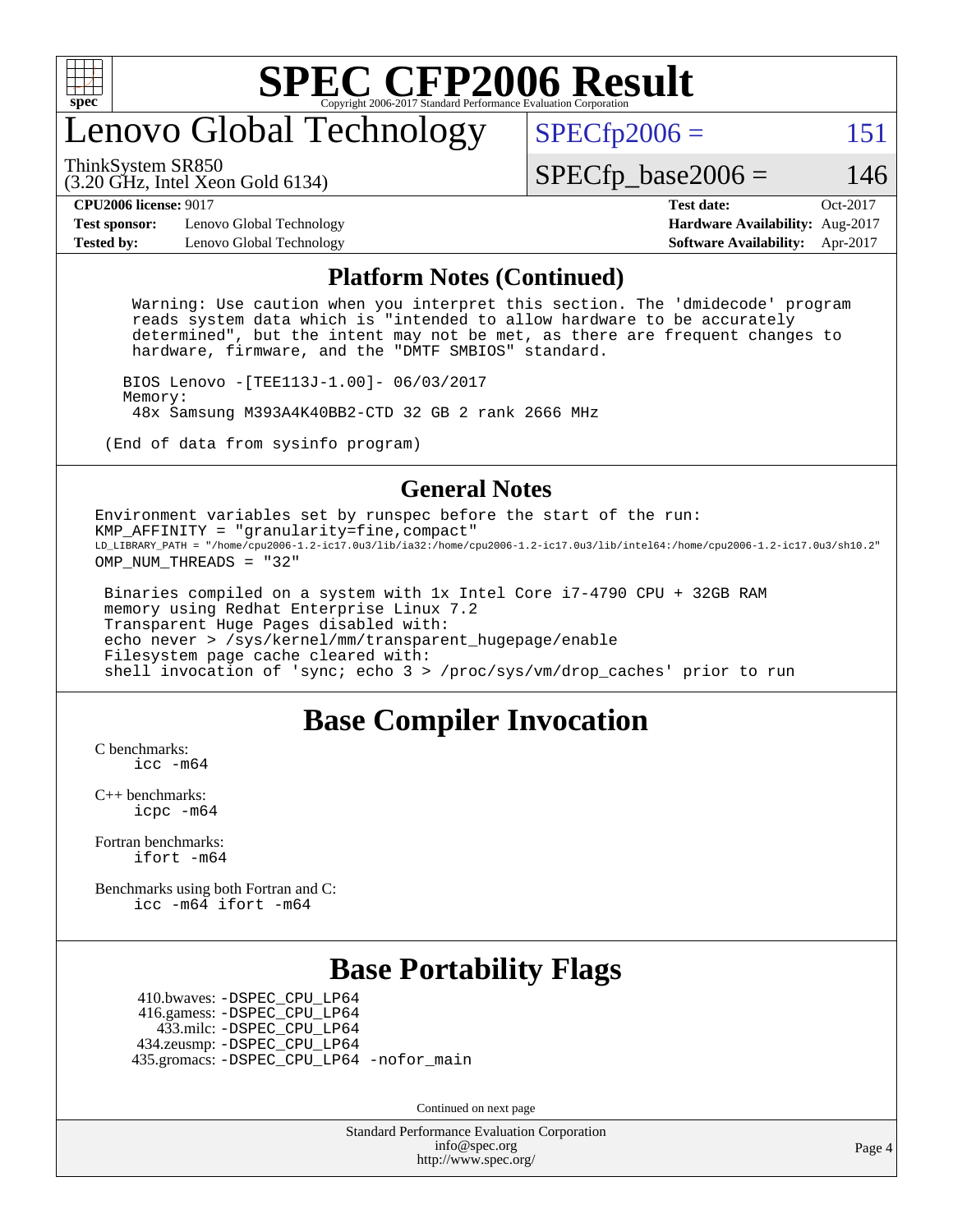# SPEC CFP2006 Result

Copyright 2006-2017 Standard Performance Evaluation Corporation

## Lenovo Global Technology

ThinkSystem SR850
(3.20 GHz, Intel Xeon Gold 6134)

SPECfp2006 = 151

SPECfp_base2006 = 146

| | | | |
|---|---|---|---|
| **CPU2006 license:** 9017 | | **Test date:** | Oct-2017 |
| **Test sponsor:** | Lenovo Global Technology | **Hardware Availability:** | Aug-2017 |
| **Tested by:** | Lenovo Global Technology | **Software Availability:** | Apr-2017 |

### Platform Notes (Continued)

```
    Warning: Use caution when you interpret this section. The 'dmidecode' program
    reads system data which is "intended to allow hardware to be accurately
    determined", but the intent may not be met, as there are frequent changes to
    hardware, firmware, and the "DMTF SMBIOS" standard.

   BIOS Lenovo -[TEE113J-1.00]- 06/03/2017
   Memory:
    48x Samsung M393A4K40BB2-CTD 32 GB 2 rank 2666 MHz

 (End of data from sysinfo program)
```

### General Notes

```
Environment variables set by runspec before the start of the run:
KMP_AFFINITY = "granularity=fine,compact"
LD_LIBRARY_PATH = "/home/cpu2006-1.2-ic17.0u3/lib/ia32:/home/cpu2006-1.2-ic17.0u3/lib/intel64:/home/cpu2006-1.2-ic17.0u3/sh10.2"
OMP_NUM_THREADS = "32"

 Binaries compiled on a system with 1x Intel Core i7-4790 CPU + 32GB RAM
 memory using Redhat Enterprise Linux 7.2
 Transparent Huge Pages disabled with:
 echo never > /sys/kernel/mm/transparent_hugepage/enable
 Filesystem page cache cleared with:
 shell invocation of 'sync; echo 3 > /proc/sys/vm/drop_caches' prior to run
```

## Base Compiler Invocation

C benchmarks:
    icc -m64

C++ benchmarks:
    icpc -m64

Fortran benchmarks:
    ifort -m64

Benchmarks using both Fortran and C:
    icc -m64 ifort -m64

## Base Portability Flags

410.bwaves: -DSPEC_CPU_LP64
416.gamess: -DSPEC_CPU_LP64
433.milc: -DSPEC_CPU_LP64
434.zeusmp: -DSPEC_CPU_LP64
435.gromacs: -DSPEC_CPU_LP64 -nofor_main

Continued on next page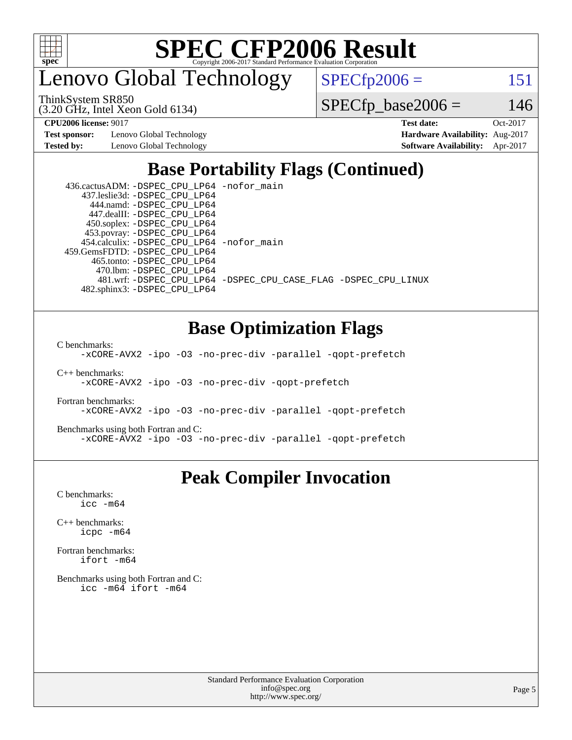# SPEC CFP2006 Result

Copyright 2006-2017 Standard Performance Evaluation Corporation

## Lenovo Global Technology

ThinkSystem SR850
(3.20 GHz, Intel Xeon Gold 6134)

SPECfp2006 = 151

SPECfp_base2006 = 146

| | | | |
|---|---|---|---|
| **CPU2006 license:** 9017 | | **Test date:** | Oct-2017 |
| **Test sponsor:** | Lenovo Global Technology | **Hardware Availability:** | Aug-2017 |
| **Tested by:** | Lenovo Global Technology | **Software Availability:** | Apr-2017 |

## Base Portability Flags (Continued)

```
 436.cactusADM: -DSPEC_CPU_LP64 -nofor_main
   437.leslie3d: -DSPEC_CPU_LP64
      444.namd: -DSPEC_CPU_LP64
     447.dealII: -DSPEC_CPU_LP64
     450.soplex: -DSPEC_CPU_LP64
     453.povray: -DSPEC_CPU_LP64
   454.calculix: -DSPEC_CPU_LP64 -nofor_main
 459.GemsFDTD: -DSPEC_CPU_LP64
      465.tonto: -DSPEC_CPU_LP64
        470.lbm: -DSPEC_CPU_LP64
        481.wrf: -DSPEC_CPU_LP64 -DSPEC_CPU_CASE_FLAG -DSPEC_CPU_LINUX
    482.sphinx3: -DSPEC_CPU_LP64
```

## Base Optimization Flags

C benchmarks:
```
-xCORE-AVX2 -ipo -O3 -no-prec-div -parallel -qopt-prefetch
```

C++ benchmarks:
```
-xCORE-AVX2 -ipo -O3 -no-prec-div -qopt-prefetch
```

Fortran benchmarks:
```
-xCORE-AVX2 -ipo -O3 -no-prec-div -parallel -qopt-prefetch
```

Benchmarks using both Fortran and C:
```
-xCORE-AVX2 -ipo -O3 -no-prec-div -parallel -qopt-prefetch
```

## Peak Compiler Invocation

C benchmarks:
```
icc -m64
```

C++ benchmarks:
```
icpc -m64
```

Fortran benchmarks:
```
ifort -m64
```

Benchmarks using both Fortran and C:
```
icc -m64 ifort -m64
```

Standard Performance Evaluation Corporation
info@spec.org
http://www.spec.org/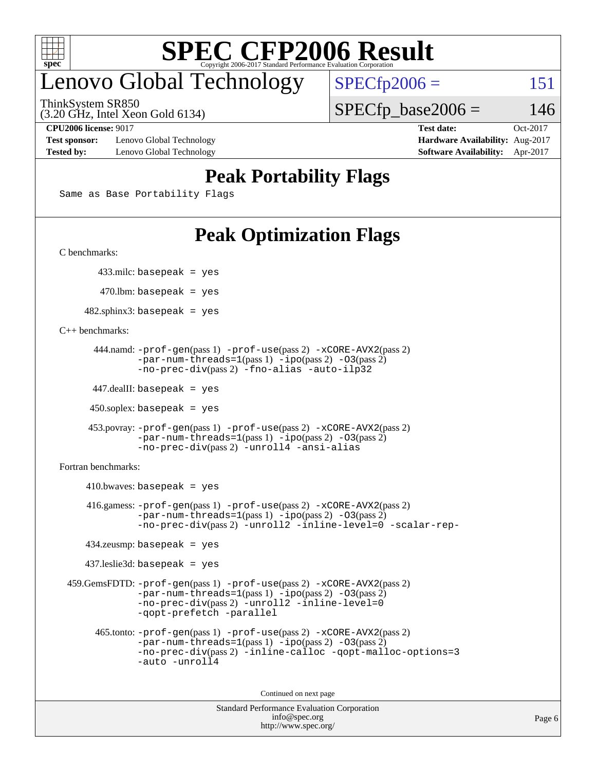# SPEC CFP2006 Result

Copyright 2006-2017 Standard Performance Evaluation Corporation

# Lenovo Global Technology

ThinkSystem SR850
(3.20 GHz, Intel Xeon Gold 6134)

SPECfp2006 = 151

SPECfp_base2006 = 146

**CPU2006 license:** 9017 **Test date:** Oct-2017
**Test sponsor:** Lenovo Global Technology **Hardware Availability:** Aug-2017
**Tested by:** Lenovo Global Technology **Software Availability:** Apr-2017

## Peak Portability Flags

Same as Base Portability Flags

## Peak Optimization Flags

C benchmarks:

433.milc: basepeak = yes

470.lbm: basepeak = yes

482.sphinx3: basepeak = yes

C++ benchmarks:

444.namd: -prof-gen(pass 1) -prof-use(pass 2) -xCORE-AVX2(pass 2) -par-num-threads=1(pass 1) -ipo(pass 2) -O3(pass 2) -no-prec-div(pass 2) -fno-alias -auto-ilp32

447.dealII: basepeak = yes

450.soplex: basepeak = yes

453.povray: -prof-gen(pass 1) -prof-use(pass 2) -xCORE-AVX2(pass 2) -par-num-threads=1(pass 1) -ipo(pass 2) -O3(pass 2) -no-prec-div(pass 2) -unroll4 -ansi-alias

Fortran benchmarks:

410.bwaves: basepeak = yes

416.gamess: -prof-gen(pass 1) -prof-use(pass 2) -xCORE-AVX2(pass 2) -par-num-threads=1(pass 1) -ipo(pass 2) -O3(pass 2) -no-prec-div(pass 2) -unroll2 -inline-level=0 -scalar-rep-

434.zeusmp: basepeak = yes

437.leslie3d: basepeak = yes

459.GemsFDTD: -prof-gen(pass 1) -prof-use(pass 2) -xCORE-AVX2(pass 2) -par-num-threads=1(pass 1) -ipo(pass 2) -O3(pass 2) -no-prec-div(pass 2) -unroll2 -inline-level=0 -qopt-prefetch -parallel

465.tonto: -prof-gen(pass 1) -prof-use(pass 2) -xCORE-AVX2(pass 2) -par-num-threads=1(pass 1) -ipo(pass 2) -O3(pass 2) -no-prec-div(pass 2) -inline-calloc -qopt-malloc-options=3 -auto -unroll4

Continued on next page

Standard Performance Evaluation Corporation
info@spec.org
http://www.spec.org/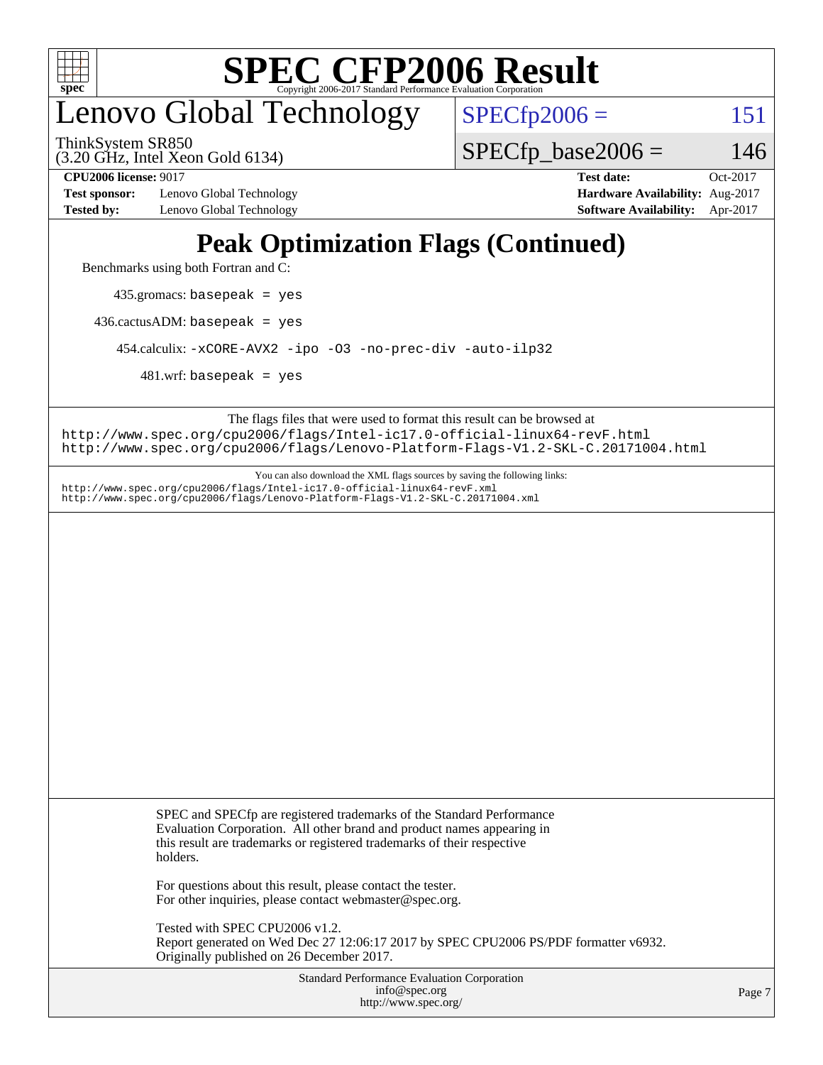# Lenovo Global Technology

ThinkSystem SR850
(3.20 GHz, Intel Xeon Gold 6134)

SPECfp2006 = 151

SPECfp_base2006 = 146

**CPU2006 license:** 9017
**Test sponsor:** Lenovo Global Technology
**Tested by:** Lenovo Global Technology

**Test date:** Oct-2017
**Hardware Availability:** Aug-2017
**Software Availability:** Apr-2017

## Peak Optimization Flags (Continued)

Benchmarks using both Fortran and C:

435.gromacs: basepeak = yes

436.cactusADM: basepeak = yes

454.calculix: -xCORE-AVX2 -ipo -O3 -no-prec-div -auto-ilp32

481.wrf: basepeak = yes

The flags files that were used to format this result can be browsed at
http://www.spec.org/cpu2006/flags/Intel-ic17.0-official-linux64-revF.html
http://www.spec.org/cpu2006/flags/Lenovo-Platform-Flags-V1.2-SKL-C.20171004.html

You can also download the XML flags sources by saving the following links:
http://www.spec.org/cpu2006/flags/Intel-ic17.0-official-linux64-revF.xml
http://www.spec.org/cpu2006/flags/Lenovo-Platform-Flags-V1.2-SKL-C.20171004.xml

SPEC and SPECfp are registered trademarks of the Standard Performance Evaluation Corporation. All other brand and product names appearing in this result are trademarks or registered trademarks of their respective holders.

For questions about this result, please contact the tester.
For other inquiries, please contact webmaster@spec.org.

Tested with SPEC CPU2006 v1.2.
Report generated on Wed Dec 27 12:06:17 2017 by SPEC CPU2006 PS/PDF formatter v6932.
Originally published on 26 December 2017.